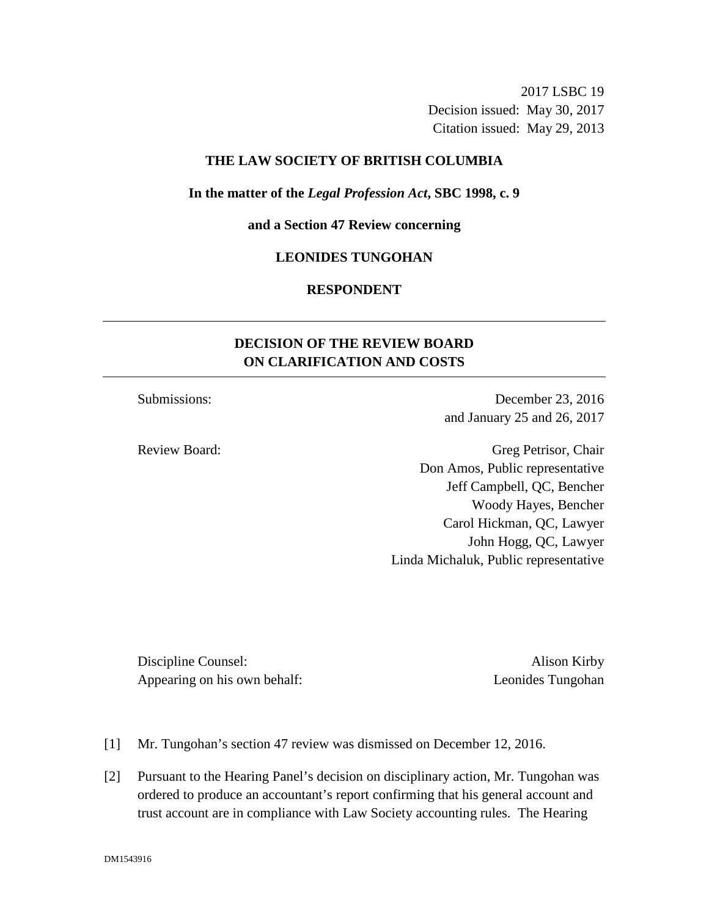2017 LSBC 19
Decision issued: May 30, 2017
Citation issued: May 29, 2013

**THE LAW SOCIETY OF BRITISH COLUMBIA**

**In the matter of the *Legal Profession Act*, SBC 1998, c. 9**

**and a Section 47 Review concerning**

**LEONIDES TUNGOHAN**

**RESPONDENT**

---

## DECISION OF THE REVIEW BOARD ON CLARIFICATION AND COSTS

---

| | |
|---|---|
| Submissions: | December 23, 2016 and January 25 and 26, 2017 |
| Review Board: | Greg Petrisor, Chair |
| | Don Amos, Public representative |
| | Jeff Campbell, QC, Bencher |
| | Woody Hayes, Bencher |
| | Carol Hickman, QC, Lawyer |
| | John Hogg, QC, Lawyer |
| | Linda Michaluk, Public representative |

| | |
|---|---|
| Discipline Counsel: | Alison Kirby |
| Appearing on his own behalf: | Leonides Tungohan |

[1] Mr. Tungohan's section 47 review was dismissed on December 12, 2016.

[2] Pursuant to the Hearing Panel's decision on disciplinary action, Mr. Tungohan was ordered to produce an accountant's report confirming that his general account and trust account are in compliance with Law Society accounting rules. The Hearing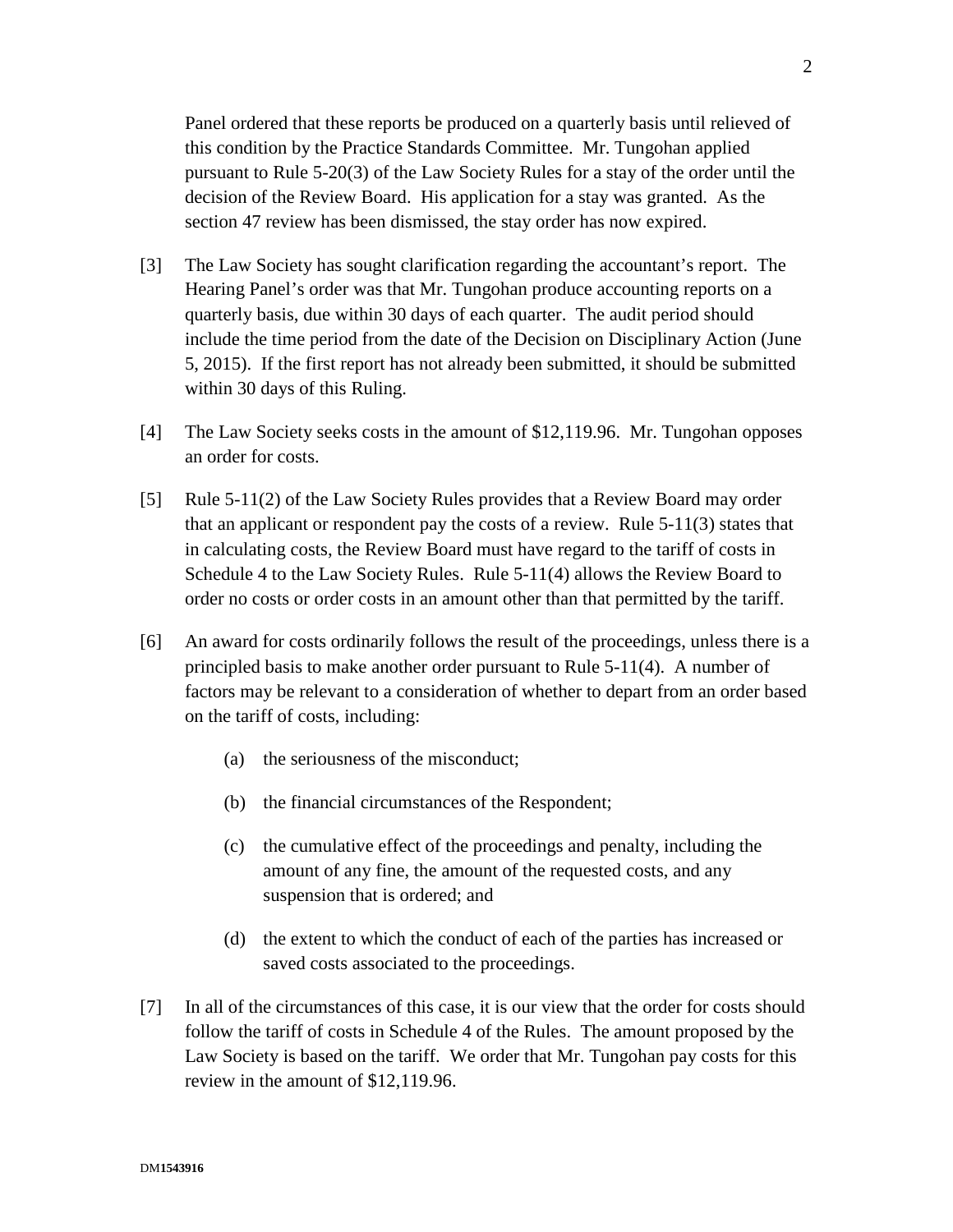Panel ordered that these reports be produced on a quarterly basis until relieved of this condition by the Practice Standards Committee. Mr. Tungohan applied pursuant to Rule 5-20(3) of the Law Society Rules for a stay of the order until the decision of the Review Board. His application for a stay was granted. As the section 47 review has been dismissed, the stay order has now expired.

[3] The Law Society has sought clarification regarding the accountant's report. The Hearing Panel's order was that Mr. Tungohan produce accounting reports on a quarterly basis, due within 30 days of each quarter. The audit period should include the time period from the date of the Decision on Disciplinary Action (June 5, 2015). If the first report has not already been submitted, it should be submitted within 30 days of this Ruling.

[4] The Law Society seeks costs in the amount of $12,119.96. Mr. Tungohan opposes an order for costs.

[5] Rule 5-11(2) of the Law Society Rules provides that a Review Board may order that an applicant or respondent pay the costs of a review. Rule 5-11(3) states that in calculating costs, the Review Board must have regard to the tariff of costs in Schedule 4 to the Law Society Rules. Rule 5-11(4) allows the Review Board to order no costs or order costs in an amount other than that permitted by the tariff.

[6] An award for costs ordinarily follows the result of the proceedings, unless there is a principled basis to make another order pursuant to Rule 5-11(4). A number of factors may be relevant to a consideration of whether to depart from an order based on the tariff of costs, including:

(a) the seriousness of the misconduct;

(b) the financial circumstances of the Respondent;

(c) the cumulative effect of the proceedings and penalty, including the amount of any fine, the amount of the requested costs, and any suspension that is ordered; and

(d) the extent to which the conduct of each of the parties has increased or saved costs associated to the proceedings.

[7] In all of the circumstances of this case, it is our view that the order for costs should follow the tariff of costs in Schedule 4 of the Rules. The amount proposed by the Law Society is based on the tariff. We order that Mr. Tungohan pay costs for this review in the amount of $12,119.96.

DM**1543916**